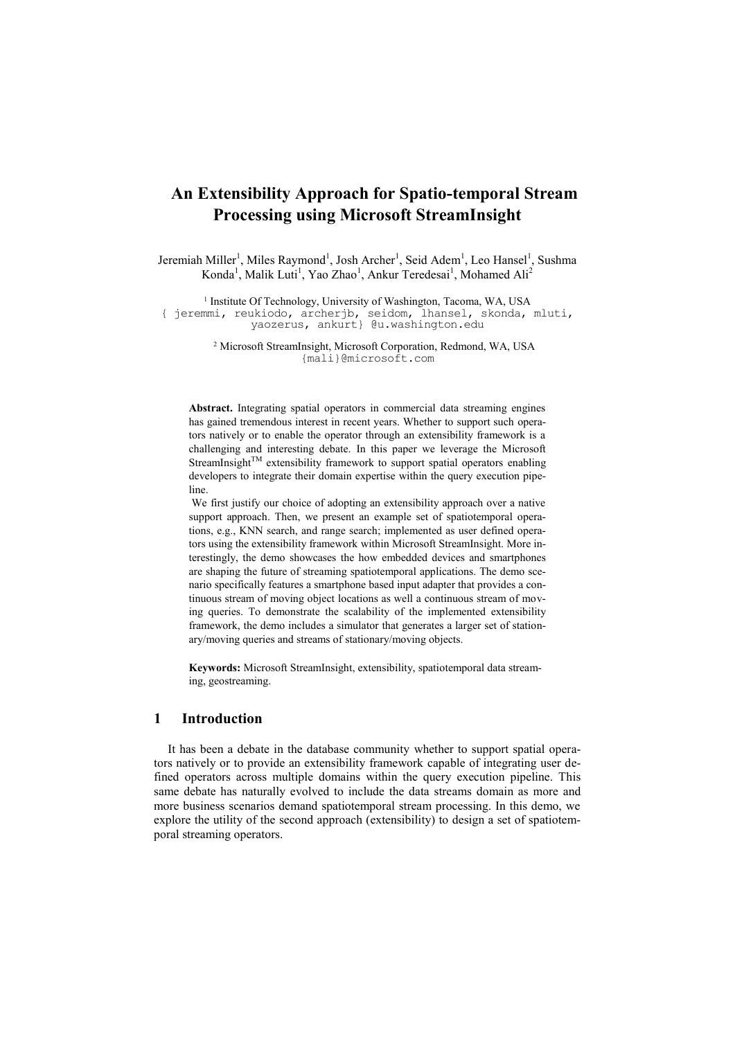# An Extensibility Approach for Spatio-temporal Stream Processing using Microsoft StreamInsight

Jeremiah Miller[1], Miles Raymond[1], Josh Archer[1], Seid Adem[1], Leo Hansel[1], Sushma Konda[1], Malik Luti[1], Yao Zhao[1], Ankur Teredesai[1], Mohamed Ali[2]

[1] Institute Of Technology, University of Washington, Tacoma, WA, USA
{ jeremmi, reukiodo, archerjb, seidom, lhansel, skonda, mluti, yaozerus, ankurt} @u.washington.edu

[2] Microsoft StreamInsight, Microsoft Corporation, Redmond, WA, USA
{mali}@microsoft.com

**Abstract.** Integrating spatial operators in commercial data streaming engines has gained tremendous interest in recent years. Whether to support such operators natively or to enable the operator through an extensibility framework is a challenging and interesting debate. In this paper we leverage the Microsoft StreamInsight[TM] extensibility framework to support spatial operators enabling developers to integrate their domain expertise within the query execution pipeline.

We first justify our choice of adopting an extensibility approach over a native support approach. Then, we present an example set of spatiotemporal operations, e.g., KNN search, and range search; implemented as user defined operators using the extensibility framework within Microsoft StreamInsight. More interestingly, the demo showcases the how embedded devices and smartphones are shaping the future of streaming spatiotemporal applications. The demo scenario specifically features a smartphone based input adapter that provides a continuous stream of moving object locations as well a continuous stream of moving queries. To demonstrate the scalability of the implemented extensibility framework, the demo includes a simulator that generates a larger set of stationary/moving queries and streams of stationary/moving objects.

**Keywords:** Microsoft StreamInsight, extensibility, spatiotemporal data streaming, geostreaming.

## 1 Introduction

It has been a debate in the database community whether to support spatial operators natively or to provide an extensibility framework capable of integrating user defined operators across multiple domains within the query execution pipeline. This same debate has naturally evolved to include the data streams domain as more and more business scenarios demand spatiotemporal stream processing. In this demo, we explore the utility of the second approach (extensibility) to design a set of spatiotemporal streaming operators.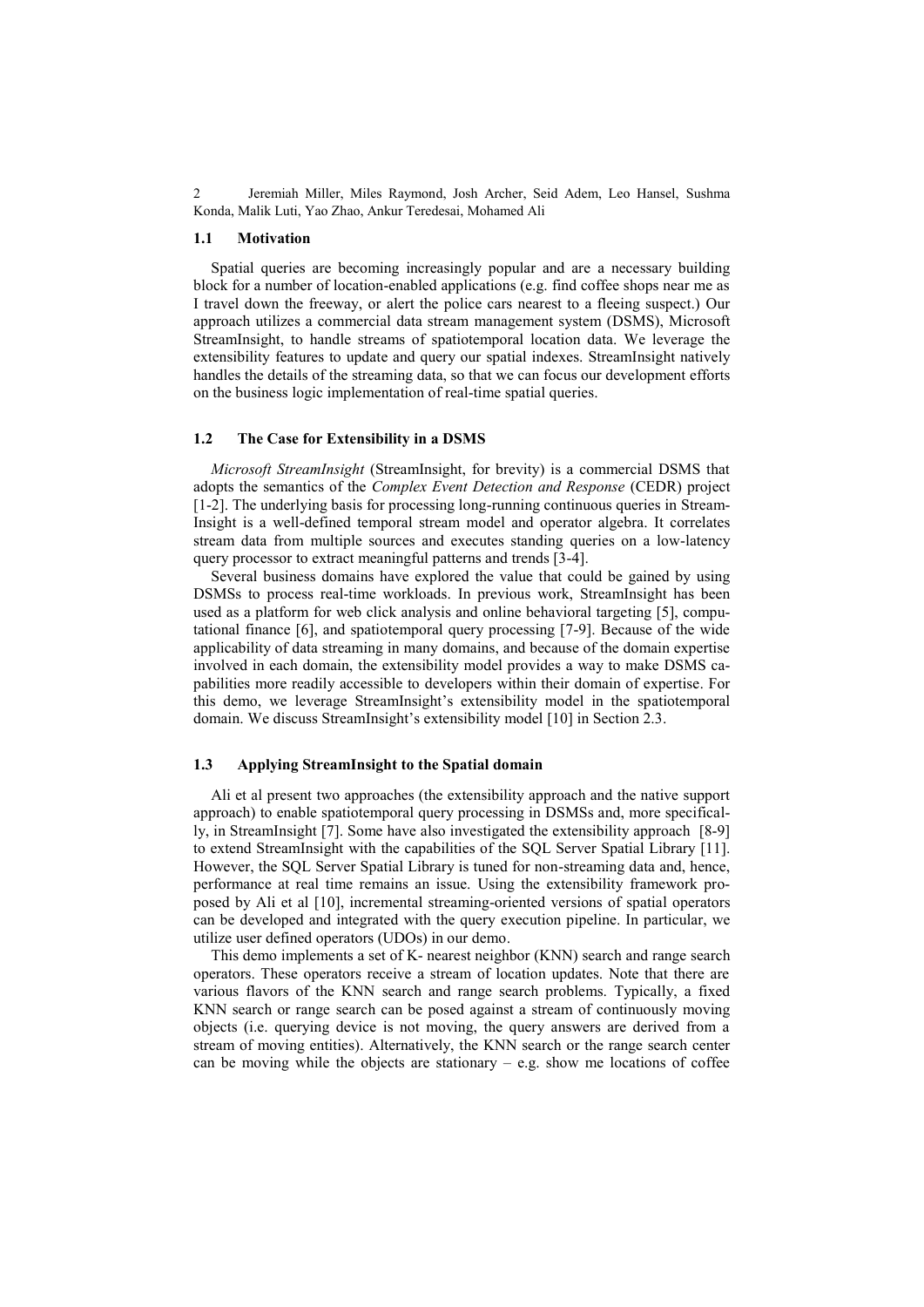### 1.1 Motivation

Spatial queries are becoming increasingly popular and are a necessary building block for a number of location-enabled applications (e.g. find coffee shops near me as I travel down the freeway, or alert the police cars nearest to a fleeing suspect.) Our approach utilizes a commercial data stream management system (DSMS), Microsoft StreamInsight, to handle streams of spatiotemporal location data. We leverage the extensibility features to update and query our spatial indexes. StreamInsight natively handles the details of the streaming data, so that we can focus our development efforts on the business logic implementation of real-time spatial queries.

### 1.2 The Case for Extensibility in a DSMS

*Microsoft StreamInsight* (StreamInsight, for brevity) is a commercial DSMS that adopts the semantics of the *Complex Event Detection and Response* (CEDR) project [1-2]. The underlying basis for processing long-running continuous queries in StreamInsight is a well-defined temporal stream model and operator algebra. It correlates stream data from multiple sources and executes standing queries on a low-latency query processor to extract meaningful patterns and trends [3-4].

Several business domains have explored the value that could be gained by using DSMSs to process real-time workloads. In previous work, StreamInsight has been used as a platform for web click analysis and online behavioral targeting [5], computational finance [6], and spatiotemporal query processing [7-9]. Because of the wide applicability of data streaming in many domains, and because of the domain expertise involved in each domain, the extensibility model provides a way to make DSMS capabilities more readily accessible to developers within their domain of expertise. For this demo, we leverage StreamInsight's extensibility model in the spatiotemporal domain. We discuss StreamInsight's extensibility model [10] in Section 2.3.

### 1.3 Applying StreamInsight to the Spatial domain

Ali et al present two approaches (the extensibility approach and the native support approach) to enable spatiotemporal query processing in DSMSs and, more specifically, in StreamInsight [7]. Some have also investigated the extensibility approach [8-9] to extend StreamInsight with the capabilities of the SQL Server Spatial Library [11]. However, the SQL Server Spatial Library is tuned for non-streaming data and, hence, performance at real time remains an issue. Using the extensibility framework proposed by Ali et al [10], incremental streaming-oriented versions of spatial operators can be developed and integrated with the query execution pipeline. In particular, we utilize user defined operators (UDOs) in our demo.

This demo implements a set of K- nearest neighbor (KNN) search and range search operators. These operators receive a stream of location updates. Note that there are various flavors of the KNN search and range search problems. Typically, a fixed KNN search or range search can be posed against a stream of continuously moving objects (i.e. querying device is not moving, the query answers are derived from a stream of moving entities). Alternatively, the KNN search or the range search center can be moving while the objects are stationary – e.g. show me locations of coffee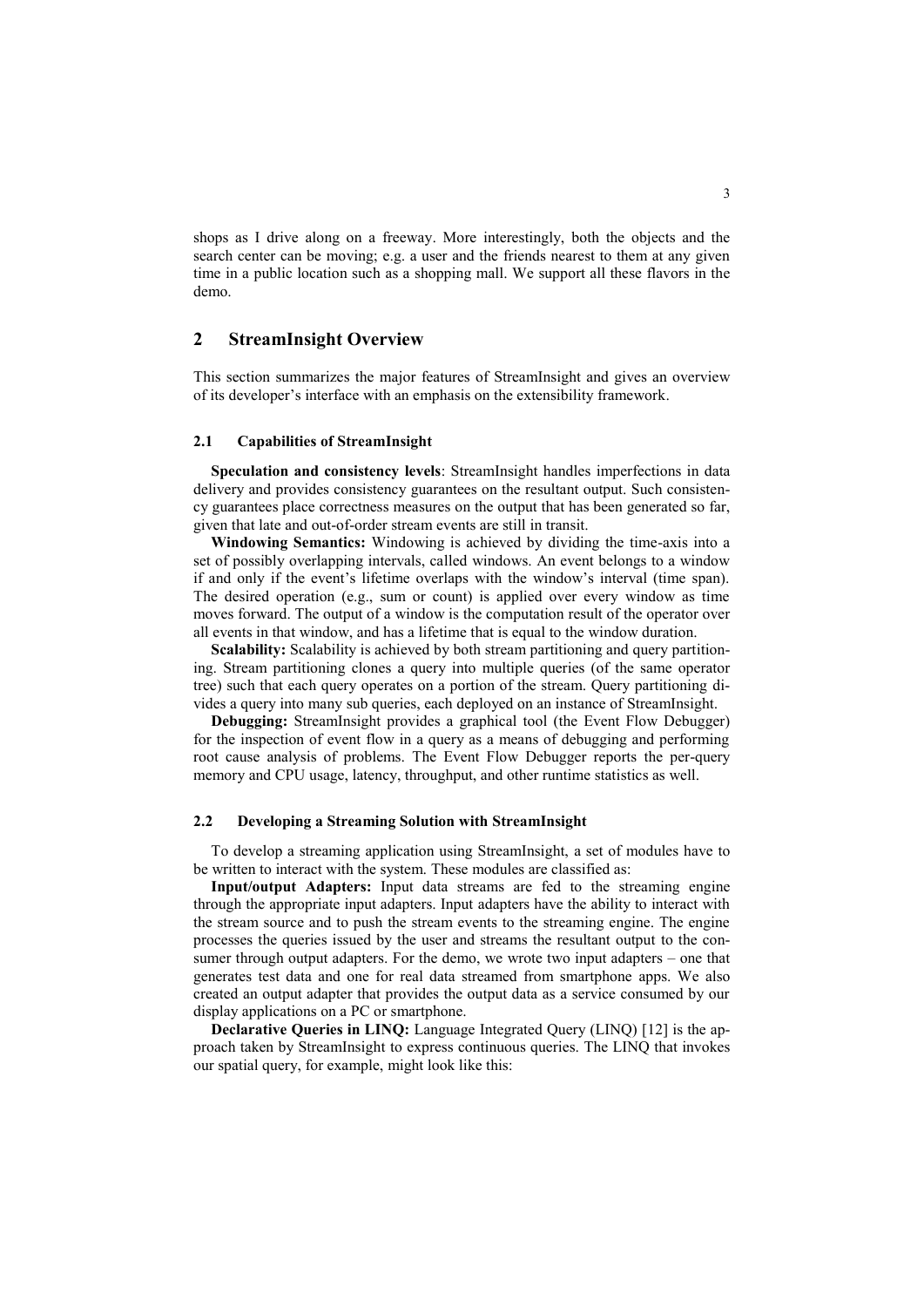shops as I drive along on a freeway. More interestingly, both the objects and the search center can be moving; e.g. a user and the friends nearest to them at any given time in a public location such as a shopping mall. We support all these flavors in the demo.

## 2 StreamInsight Overview

This section summarizes the major features of StreamInsight and gives an overview of its developer's interface with an emphasis on the extensibility framework.

### 2.1 Capabilities of StreamInsight

**Speculation and consistency levels**: StreamInsight handles imperfections in data delivery and provides consistency guarantees on the resultant output. Such consistency guarantees place correctness measures on the output that has been generated so far, given that late and out-of-order stream events are still in transit.

**Windowing Semantics:** Windowing is achieved by dividing the time-axis into a set of possibly overlapping intervals, called windows. An event belongs to a window if and only if the event's lifetime overlaps with the window's interval (time span). The desired operation (e.g., sum or count) is applied over every window as time moves forward. The output of a window is the computation result of the operator over all events in that window, and has a lifetime that is equal to the window duration.

**Scalability:** Scalability is achieved by both stream partitioning and query partitioning. Stream partitioning clones a query into multiple queries (of the same operator tree) such that each query operates on a portion of the stream. Query partitioning divides a query into many sub queries, each deployed on an instance of StreamInsight.

**Debugging:** StreamInsight provides a graphical tool (the Event Flow Debugger) for the inspection of event flow in a query as a means of debugging and performing root cause analysis of problems. The Event Flow Debugger reports the per-query memory and CPU usage, latency, throughput, and other runtime statistics as well.

### 2.2 Developing a Streaming Solution with StreamInsight

To develop a streaming application using StreamInsight, a set of modules have to be written to interact with the system. These modules are classified as:

**Input/output Adapters:** Input data streams are fed to the streaming engine through the appropriate input adapters. Input adapters have the ability to interact with the stream source and to push the stream events to the streaming engine. The engine processes the queries issued by the user and streams the resultant output to the consumer through output adapters. For the demo, we wrote two input adapters – one that generates test data and one for real data streamed from smartphone apps. We also created an output adapter that provides the output data as a service consumed by our display applications on a PC or smartphone.

**Declarative Queries in LINQ:** Language Integrated Query (LINQ) [12] is the approach taken by StreamInsight to express continuous queries. The LINQ that invokes our spatial query, for example, might look like this: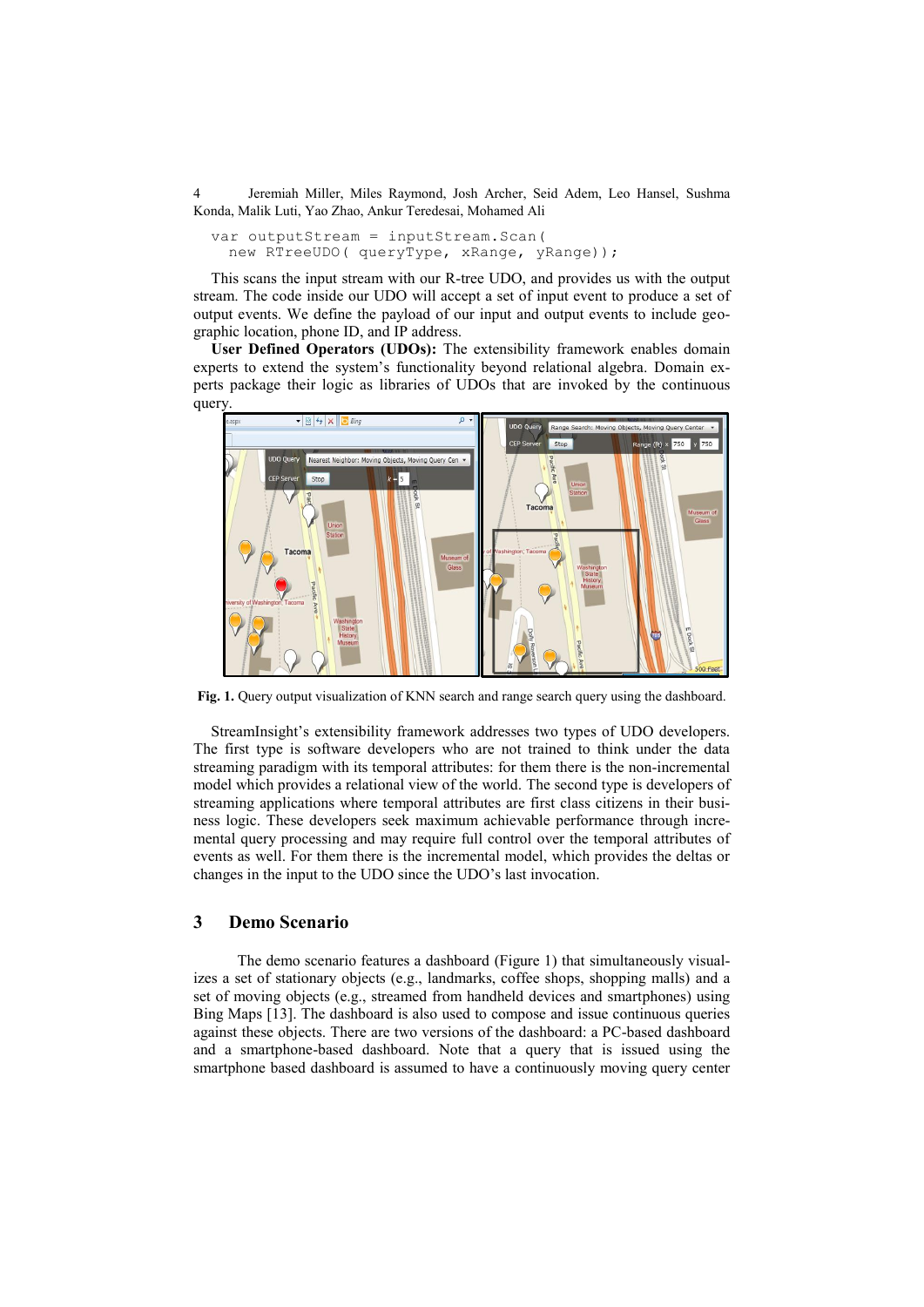```
var outputStream = inputStream.Scan(
  new RTreeUDO( queryType, xRange, yRange));
```

This scans the input stream with our R-tree UDO, and provides us with the output stream. The code inside our UDO will accept a set of input event to produce a set of output events. We define the payload of our input and output events to include geographic location, phone ID, and IP address.

**User Defined Operators (UDOs):** The extensibility framework enables domain experts to extend the system's functionality beyond relational algebra. Domain experts package their logic as libraries of UDOs that are invoked by the continuous query.

**Fig. 1.** Query output visualization of KNN search and range search query using the dashboard.

StreamInsight's extensibility framework addresses two types of UDO developers. The first type is software developers who are not trained to think under the data streaming paradigm with its temporal attributes: for them there is the non-incremental model which provides a relational view of the world. The second type is developers of streaming applications where temporal attributes are first class citizens in their business logic. These developers seek maximum achievable performance through incremental query processing and may require full control over the temporal attributes of events as well. For them there is the incremental model, which provides the deltas or changes in the input to the UDO since the UDO's last invocation.

## 3 Demo Scenario

The demo scenario features a dashboard (Figure 1) that simultaneously visualizes a set of stationary objects (e.g., landmarks, coffee shops, shopping malls) and a set of moving objects (e.g., streamed from handheld devices and smartphones) using Bing Maps [13]. The dashboard is also used to compose and issue continuous queries against these objects. There are two versions of the dashboard: a PC-based dashboard and a smartphone-based dashboard. Note that a query that is issued using the smartphone based dashboard is assumed to have a continuously moving query center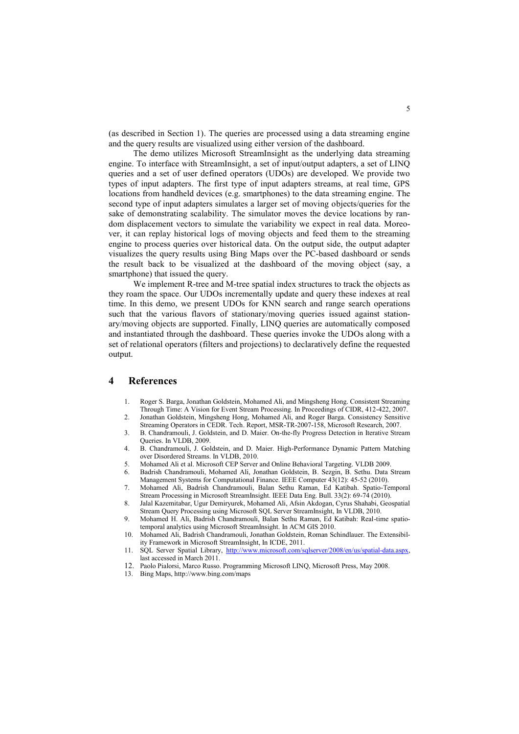(as described in Section 1). The queries are processed using a data streaming engine and the query results are visualized using either version of the dashboard.

The demo utilizes Microsoft StreamInsight as the underlying data streaming engine. To interface with StreamInsight, a set of input/output adapters, a set of LINQ queries and a set of user defined operators (UDOs) are developed. We provide two types of input adapters. The first type of input adapters streams, at real time, GPS locations from handheld devices (e.g. smartphones) to the data streaming engine. The second type of input adapters simulates a larger set of moving objects/queries for the sake of demonstrating scalability. The simulator moves the device locations by random displacement vectors to simulate the variability we expect in real data. Moreover, it can replay historical logs of moving objects and feed them to the streaming engine to process queries over historical data. On the output side, the output adapter visualizes the query results using Bing Maps over the PC-based dashboard or sends the result back to be visualized at the dashboard of the moving object (say, a smartphone) that issued the query.

We implement R-tree and M-tree spatial index structures to track the objects as they roam the space. Our UDOs incrementally update and query these indexes at real time. In this demo, we present UDOs for KNN search and range search operations such that the various flavors of stationary/moving queries issued against stationary/moving objects are supported. Finally, LINQ queries are automatically composed and instantiated through the dashboard. These queries invoke the UDOs along with a set of relational operators (filters and projections) to declaratively define the requested output.

## 4 References

1. Roger S. Barga, Jonathan Goldstein, Mohamed Ali, and Mingsheng Hong. Consistent Streaming Through Time: A Vision for Event Stream Processing. In Proceedings of CIDR, 412-422, 2007.
2. Jonathan Goldstein, Mingsheng Hong, Mohamed Ali, and Roger Barga. Consistency Sensitive Streaming Operators in CEDR. Tech. Report, MSR-TR-2007-158, Microsoft Research, 2007.
3. B. Chandramouli, J. Goldstein, and D. Maier. On-the-fly Progress Detection in Iterative Stream Queries. In VLDB, 2009.
4. B. Chandramouli, J. Goldstein, and D. Maier. High-Performance Dynamic Pattern Matching over Disordered Streams. In VLDB, 2010.
5. Mohamed Ali et al. Microsoft CEP Server and Online Behavioral Targeting. VLDB 2009.
6. Badrish Chandramouli, Mohamed Ali, Jonathan Goldstein, B. Sezgin, B. Sethu. Data Stream Management Systems for Computational Finance. IEEE Computer 43(12): 45-52 (2010).
7. Mohamed Ali, Badrish Chandramouli, Balan Sethu Raman, Ed Katibah. Spatio-Temporal Stream Processing in Microsoft StreamInsight. IEEE Data Eng. Bull. 33(2): 69-74 (2010).
8. Jalal Kazemitabar, Ugur Demiryurek, Mohamed Ali, Afsin Akdogan, Cyrus Shahabi, Geospatial Stream Query Processing using Microsoft SQL Server StreamInsight, In VLDB, 2010.
9. Mohamed H. Ali, Badrish Chandramouli, Balan Sethu Raman, Ed Katibah: Real-time spatio-temporal analytics using Microsoft StreamInsight. In ACM GIS 2010.
10. Mohamed Ali, Badrish Chandramouli, Jonathan Goldstein, Roman Schindlauer. The Extensibility Framework in Microsoft StreamInsight, In ICDE, 2011.
11. SQL Server Spatial Library, http://www.microsoft.com/sqlserver/2008/en/us/spatial-data.aspx, last accessed in March 2011.
12. Paolo Pialorsi, Marco Russo. Programming Microsoft LINQ, Microsoft Press, May 2008.
13. Bing Maps, http://www.bing.com/maps